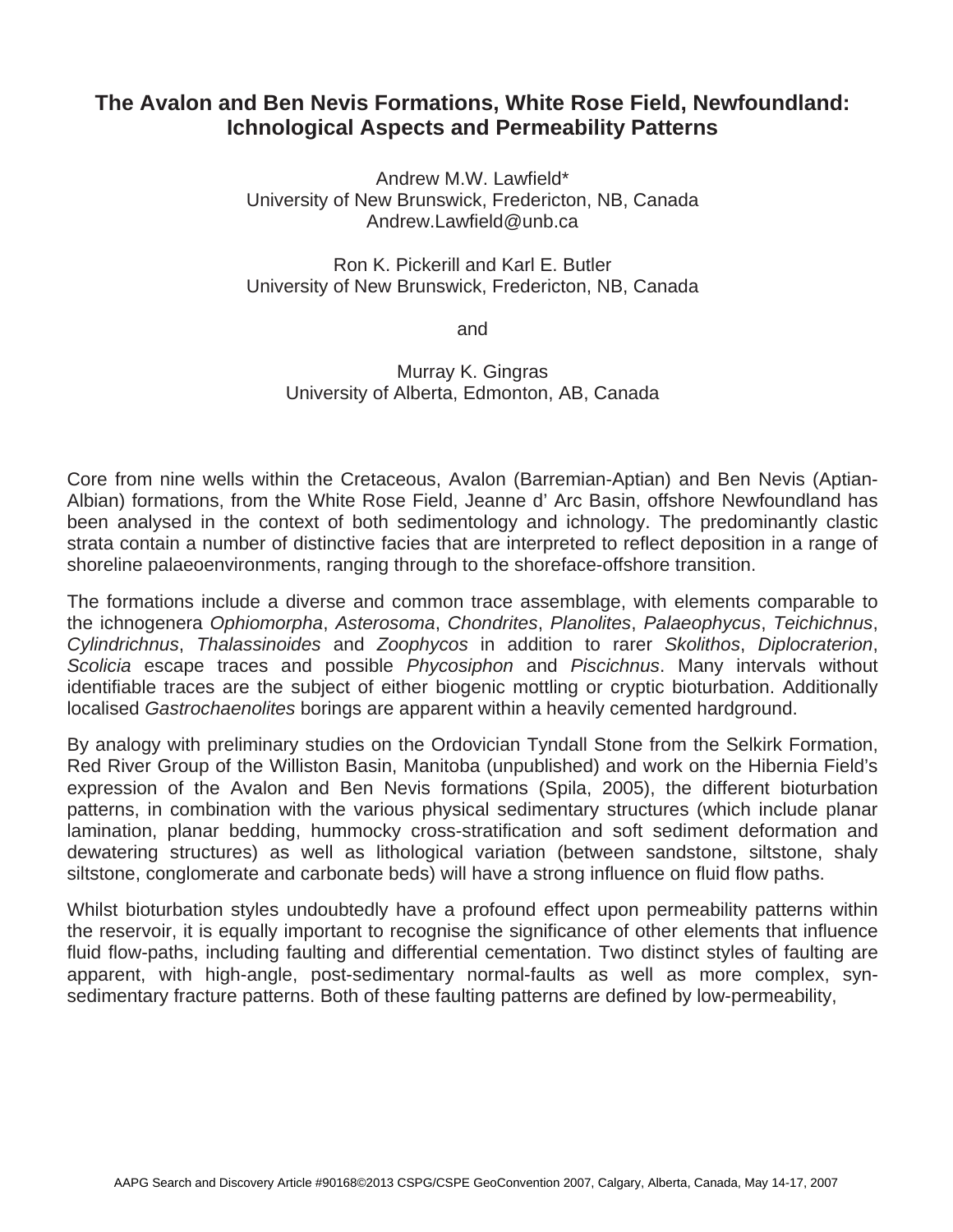# The Avalon and Ben Nevis Formations, White Rose Field, Newfoundland: Ichnological Aspects and Permeability Patterns

Andrew M.W. Lawfield*
University of New Brunswick, Fredericton, NB, Canada
Andrew.Lawfield@unb.ca

Ron K. Pickerill and Karl E. Butler
University of New Brunswick, Fredericton, NB, Canada

and

Murray K. Gingras
University of Alberta, Edmonton, AB, Canada

Core from nine wells within the Cretaceous, Avalon (Barremian-Aptian) and Ben Nevis (Aptian-Albian) formations, from the White Rose Field, Jeanne d' Arc Basin, offshore Newfoundland has been analysed in the context of both sedimentology and ichnology. The predominantly clastic strata contain a number of distinctive facies that are interpreted to reflect deposition in a range of shoreline palaeoenvironments, ranging through to the shoreface-offshore transition.

The formations include a diverse and common trace assemblage, with elements comparable to the ichnogenera *Ophiomorpha*, *Asterosoma*, *Chondrites*, *Planolites*, *Palaeophycus*, *Teichichnus*, *Cylindrichnus*, *Thalassinoides* and *Zoophycos* in addition to rarer *Skolithos*, *Diplocraterion*, *Scolicia* escape traces and possible *Phycosiphon* and *Piscichnus*. Many intervals without identifiable traces are the subject of either biogenic mottling or cryptic bioturbation. Additionally localised *Gastrochaenolites* borings are apparent within a heavily cemented hardground.

By analogy with preliminary studies on the Ordovician Tyndall Stone from the Selkirk Formation, Red River Group of the Williston Basin, Manitoba (unpublished) and work on the Hibernia Field's expression of the Avalon and Ben Nevis formations (Spila, 2005), the different bioturbation patterns, in combination with the various physical sedimentary structures (which include planar lamination, planar bedding, hummocky cross-stratification and soft sediment deformation and dewatering structures) as well as lithological variation (between sandstone, siltstone, shaly siltstone, conglomerate and carbonate beds) will have a strong influence on fluid flow paths.

Whilst bioturbation styles undoubtedly have a profound effect upon permeability patterns within the reservoir, it is equally important to recognise the significance of other elements that influence fluid flow-paths, including faulting and differential cementation. Two distinct styles of faulting are apparent, with high-angle, post-sedimentary normal-faults as well as more complex, syn-sedimentary fracture patterns. Both of these faulting patterns are defined by low-permeability,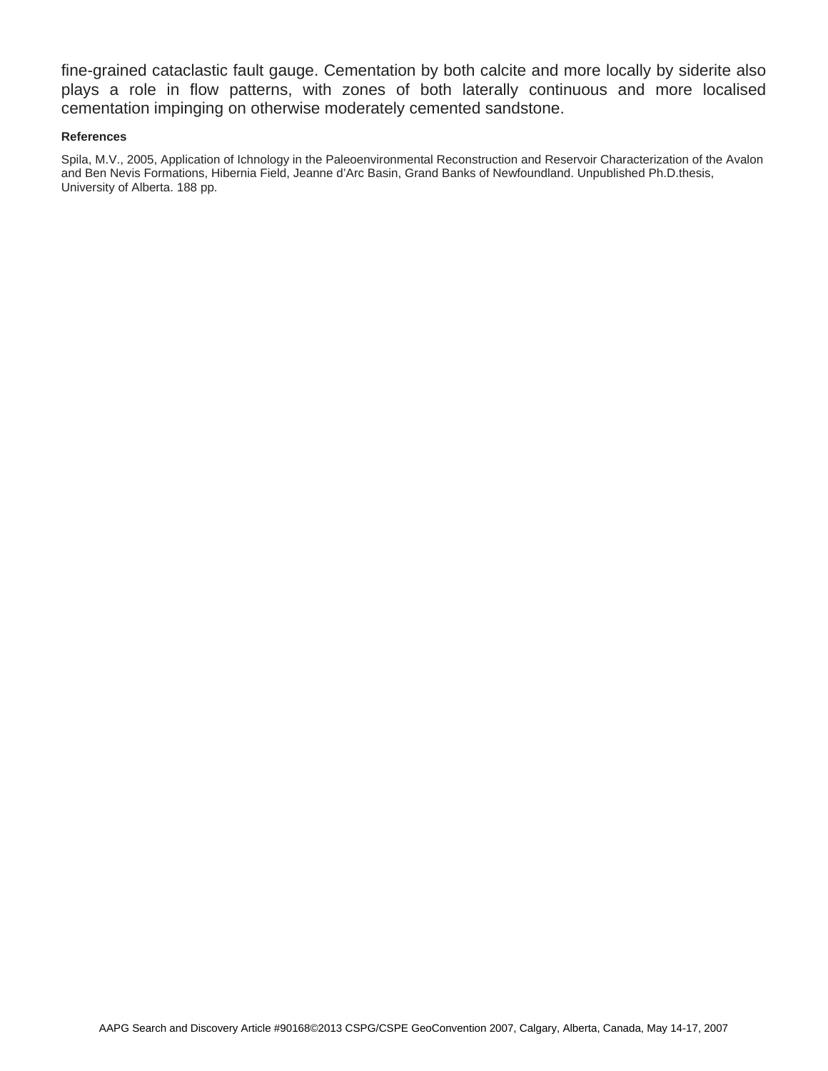fine-grained cataclastic fault gauge. Cementation by both calcite and more locally by siderite also plays a role in flow patterns, with zones of both laterally continuous and more localised cementation impinging on otherwise moderately cemented sandstone.

**References**

Spila, M.V., 2005, Application of Ichnology in the Paleoenvironmental Reconstruction and Reservoir Characterization of the Avalon and Ben Nevis Formations, Hibernia Field, Jeanne d'Arc Basin, Grand Banks of Newfoundland. Unpublished Ph.D.thesis, University of Alberta. 188 pp.